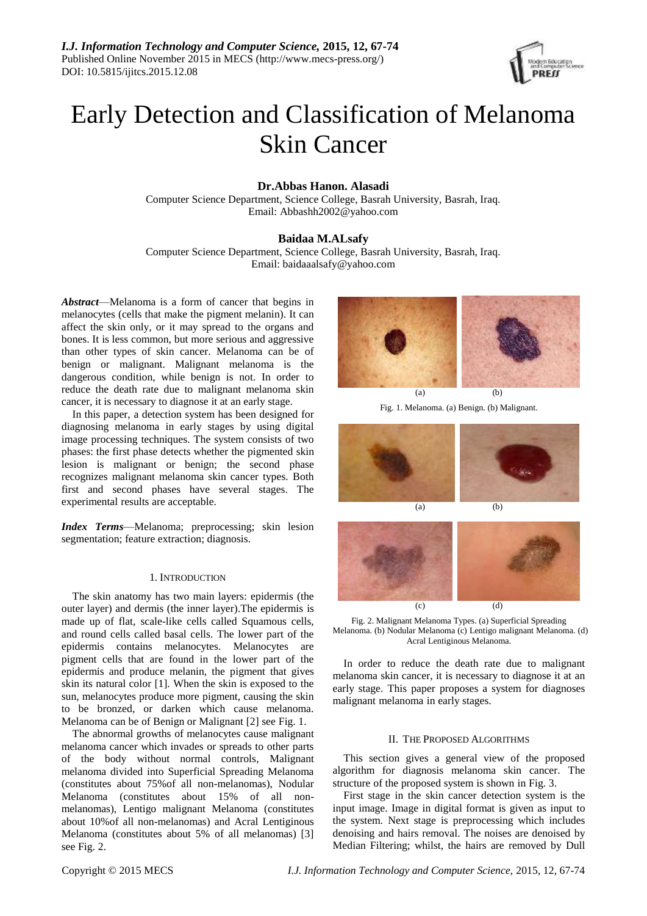# Early Detection and Classification of Melanoma Skin Cancer

**Dr.Abbas Hanon. Alasadi**
Computer Science Department, Science College, Basrah University, Basrah, Iraq.
Email: Abbashh2002@yahoo.com

**Baidaa M.ALsafy**
Computer Science Department, Science College, Basrah University, Basrah, Iraq.
Email: baidaaalsafy@yahoo.com

***Abstract***—Melanoma is a form of cancer that begins in melanocytes (cells that make the pigment melanin). It can affect the skin only, or it may spread to the organs and bones. It is less common, but more serious and aggressive than other types of skin cancer. Melanoma can be of benign or malignant. Malignant melanoma is the dangerous condition, while benign is not. In order to reduce the death rate due to malignant melanoma skin cancer, it is necessary to diagnose it at an early stage.

In this paper, a detection system has been designed for diagnosing melanoma in early stages by using digital image processing techniques. The system consists of two phases: the first phase detects whether the pigmented skin lesion is malignant or benign; the second phase recognizes malignant melanoma skin cancer types. Both first and second phases have several stages. The experimental results are acceptable.

***Index Terms***—Melanoma; preprocessing; skin lesion segmentation; feature extraction; diagnosis.

## 1. Introduction

The skin anatomy has two main layers: epidermis (the outer layer) and dermis (the inner layer).The epidermis is made up of flat, scale-like cells called Squamous cells, and round cells called basal cells. The lower part of the epidermis contains melanocytes. Melanocytes are pigment cells that are found in the lower part of the epidermis and produce melanin, the pigment that gives skin its natural color [1]. When the skin is exposed to the sun, melanocytes produce more pigment, causing the skin to be bronzed, or darken which cause melanoma. Melanoma can be of Benign or Malignant [2] see Fig. 1.

The abnormal growths of melanocytes cause malignant melanoma cancer which invades or spreads to other parts of the body without normal controls, Malignant melanoma divided into Superficial Spreading Melanoma (constitutes about 75%of all non-melanomas), Nodular Melanoma (constitutes about 15% of all non-melanomas), Lentigo malignant Melanoma (constitutes about 10%of all non-melanomas) and Acral Lentiginous Melanoma (constitutes about 5% of all melanomas) [3] see Fig. 2.

Fig. 1. Melanoma. (a) Benign. (b) Malignant.

Fig. 2. Malignant Melanoma Types. (a) Superficial Spreading Melanoma. (b) Nodular Melanoma (c) Lentigo malignant Melanoma. (d) Acral Lentiginous Melanoma.

In order to reduce the death rate due to malignant melanoma skin cancer, it is necessary to diagnose it at an early stage. This paper proposes a system for diagnoses malignant melanoma in early stages.

## II. The Proposed Algorithms

This section gives a general view of the proposed algorithm for diagnosis melanoma skin cancer. The structure of the proposed system is shown in Fig. 3.

First stage in the skin cancer detection system is the input image. Image in digital format is given as input to the system. Next stage is preprocessing which includes denoising and hairs removal. The noises are denoised by Median Filtering; whilst, the hairs are removed by Dull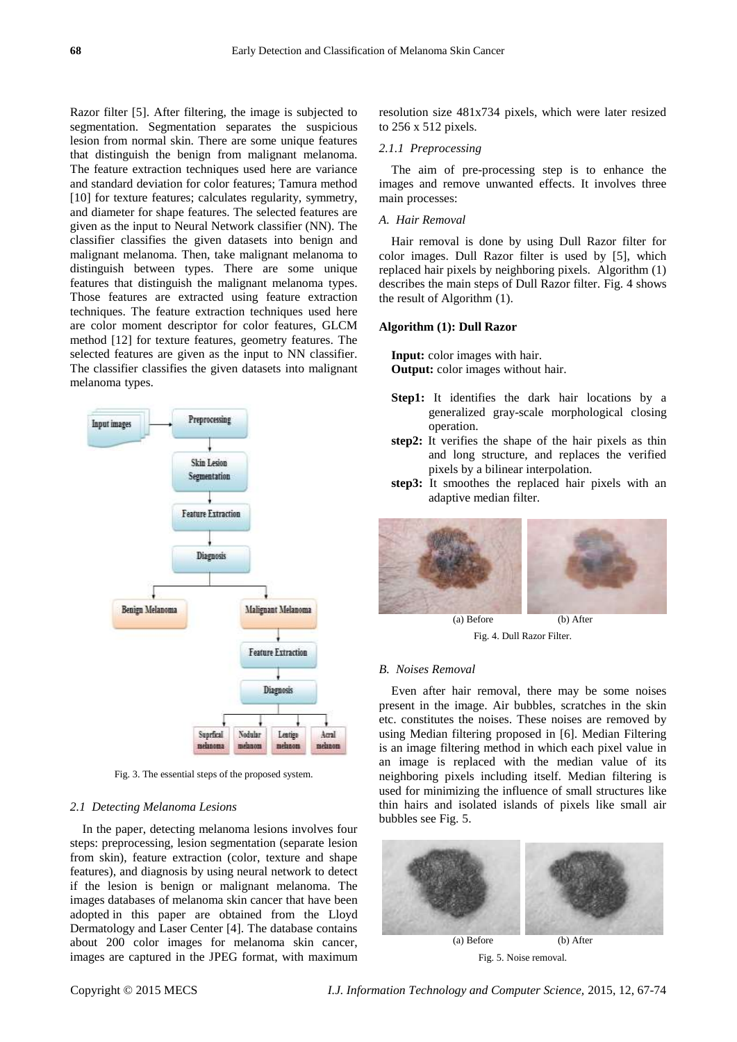Razor filter [5]. After filtering, the image is subjected to segmentation. Segmentation separates the suspicious lesion from normal skin. There are some unique features that distinguish the benign from malignant melanoma. The feature extraction techniques used here are variance and standard deviation for color features; Tamura method [10] for texture features; calculates regularity, symmetry, and diameter for shape features. The selected features are given as the input to Neural Network classifier (NN). The classifier classifies the given datasets into benign and malignant melanoma. Then, take malignant melanoma to distinguish between types. There are some unique features that distinguish the malignant melanoma types. Those features are extracted using feature extraction techniques. The feature extraction techniques used here are color moment descriptor for color features, GLCM method [12] for texture features, geometry features. The selected features are given as the input to NN classifier. The classifier classifies the given datasets into malignant melanoma types.

Fig. 3. The essential steps of the proposed system.

### 2.1 Detecting Melanoma Lesions

In the paper, detecting melanoma lesions involves four steps: preprocessing, lesion segmentation (separate lesion from skin), feature extraction (color, texture and shape features), and diagnosis by using neural network to detect if the lesion is benign or malignant melanoma. The images databases of melanoma skin cancer that have been adopted in this paper are obtained from the Lloyd Dermatology and Laser Center [4]. The database contains about 200 color images for melanoma skin cancer, images are captured in the JPEG format, with maximum resolution size 481x734 pixels, which were later resized to 256 x 512 pixels.

#### 2.1.1 Preprocessing

The aim of pre-processing step is to enhance the images and remove unwanted effects. It involves three main processes:

*A. Hair Removal*

Hair removal is done by using Dull Razor filter for color images. Dull Razor filter is used by [5], which replaced hair pixels by neighboring pixels. Algorithm (1) describes the main steps of Dull Razor filter. Fig. 4 shows the result of Algorithm (1).

**Algorithm (1): Dull Razor**

**Input:** color images with hair.
**Output:** color images without hair.

- **Step1:** It identifies the dark hair locations by a generalized gray-scale morphological closing operation.
- **step2:** It verifies the shape of the hair pixels as thin and long structure, and replaces the verified pixels by a bilinear interpolation.
- **step3:** It smoothes the replaced hair pixels with an adaptive median filter.

(a) Before (b) After

Fig. 4. Dull Razor Filter.

*B. Noises Removal*

Even after hair removal, there may be some noises present in the image. Air bubbles, scratches in the skin etc. constitutes the noises. These noises are removed by using Median filtering proposed in [6]. Median Filtering is an image filtering method in which each pixel value in an image is replaced with the median value of its neighboring pixels including itself. Median filtering is used for minimizing the influence of small structures like thin hairs and isolated islands of pixels like small air bubbles see Fig. 5.

(a) Before (b) After

Fig. 5. Noise removal.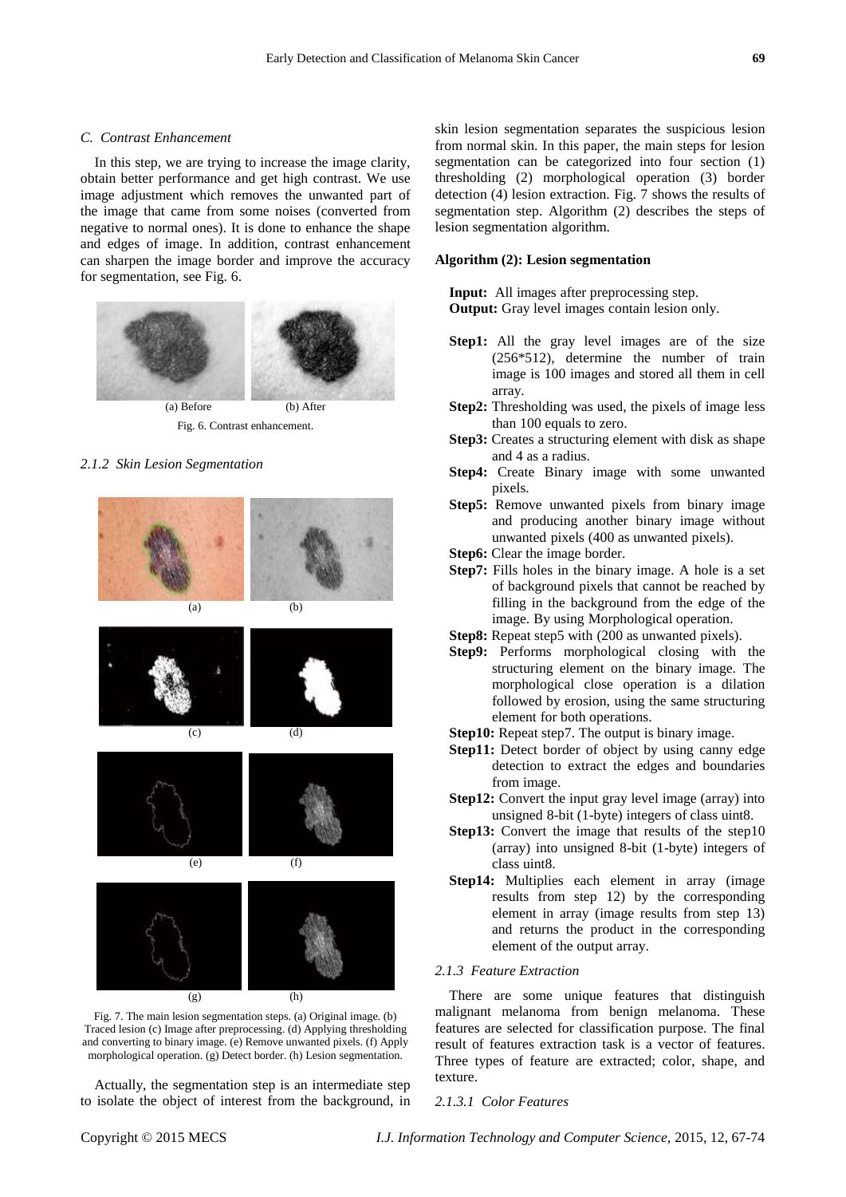### C. Contrast Enhancement

In this step, we are trying to increase the image clarity, obtain better performance and get high contrast. We use image adjustment which removes the unwanted part of the image that came from some noises (converted from negative to normal ones). It is done to enhance the shape and edges of image. In addition, contrast enhancement can sharpen the image border and improve the accuracy for segmentation, see Fig. 6.

(a) Before (b) After

Fig. 6. Contrast enhancement.

#### 2.1.2 Skin Lesion Segmentation

Fig. 7. The main lesion segmentation steps. (a) Original image. (b) Traced lesion (c) Image after preprocessing. (d) Applying thresholding and converting to binary image. (e) Remove unwanted pixels. (f) Apply morphological operation. (g) Detect border. (h) Lesion segmentation.

Actually, the segmentation step is an intermediate step to isolate the object of interest from the background, in skin lesion segmentation separates the suspicious lesion from normal skin. In this paper, the main steps for lesion segmentation can be categorized into four section (1) thresholding (2) morphological operation (3) border detection (4) lesion extraction. Fig. 7 shows the results of segmentation step. Algorithm (2) describes the steps of lesion segmentation algorithm.

**Algorithm (2): Lesion segmentation**

**Input:** All images after preprocessing step.
**Output:** Gray level images contain lesion only.

- **Step1:** All the gray level images are of the size (256*512), determine the number of train image is 100 images and stored all them in cell array.
- **Step2:** Thresholding was used, the pixels of image less than 100 equals to zero.
- **Step3:** Creates a structuring element with disk as shape and 4 as a radius.
- **Step4:** Create Binary image with some unwanted pixels.
- **Step5:** Remove unwanted pixels from binary image and producing another binary image without unwanted pixels (400 as unwanted pixels).
- **Step6:** Clear the image border.
- **Step7:** Fills holes in the binary image. A hole is a set of background pixels that cannot be reached by filling in the background from the edge of the image. By using Morphological operation.
- **Step8:** Repeat step5 with (200 as unwanted pixels).
- **Step9:** Performs morphological closing with the structuring element on the binary image. The morphological close operation is a dilation followed by erosion, using the same structuring element for both operations.
- **Step10:** Repeat step7. The output is binary image.
- **Step11:** Detect border of object by using canny edge detection to extract the edges and boundaries from image.
- **Step12:** Convert the input gray level image (array) into unsigned 8-bit (1-byte) integers of class uint8.
- **Step13:** Convert the image that results of the step10 (array) into unsigned 8-bit (1-byte) integers of class uint8.
- **Step14:** Multiplies each element in array (image results from step 12) by the corresponding element in array (image results from step 13) and returns the product in the corresponding element of the output array.

#### 2.1.3 Feature Extraction

There are some unique features that distinguish malignant melanoma from benign melanoma. These features are selected for classification purpose. The final result of features extraction task is a vector of features. Three types of feature are extracted; color, shape, and texture.

##### 2.1.3.1 Color Features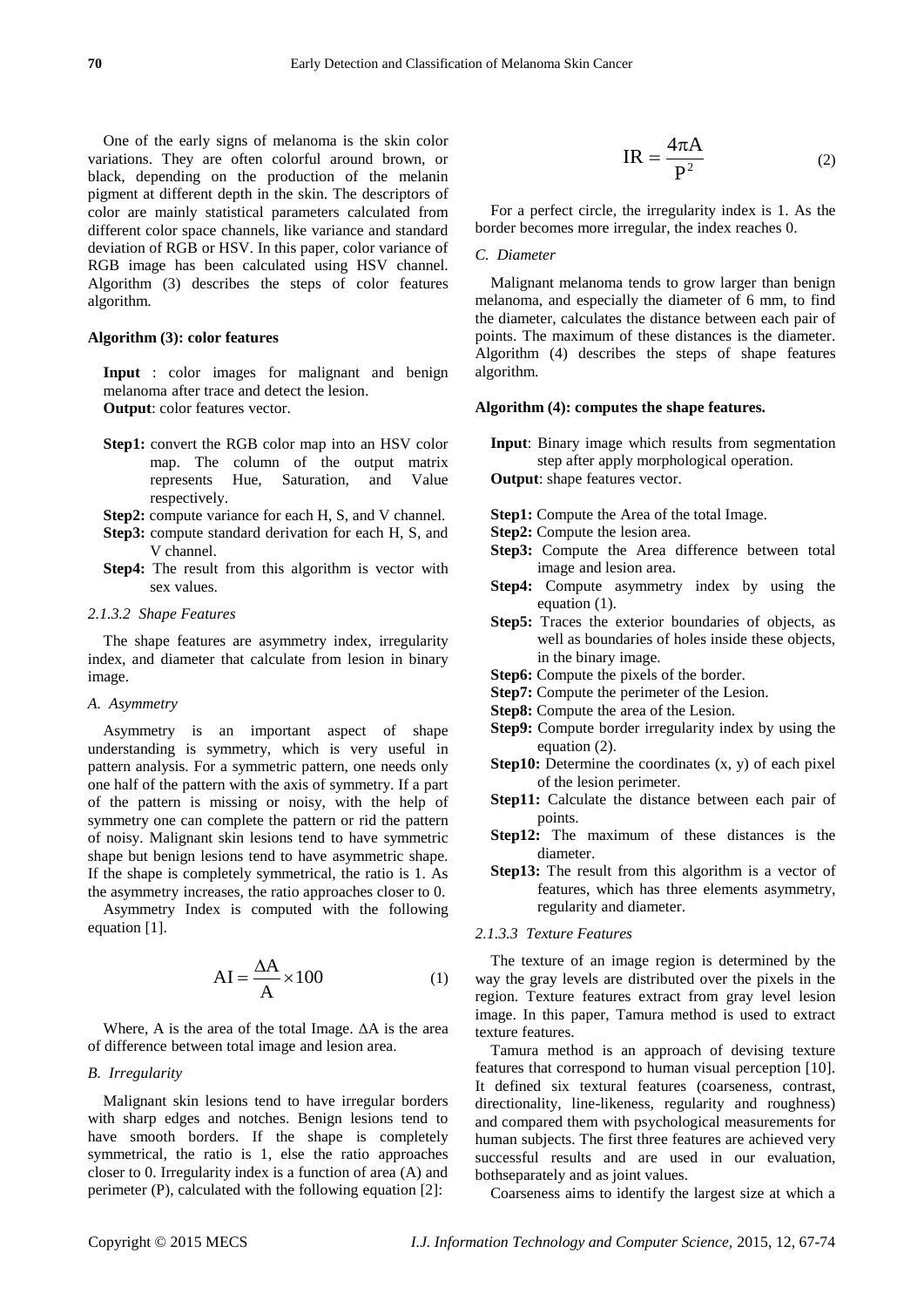One of the early signs of melanoma is the skin color variations. They are often colorful around brown, or black, depending on the production of the melanin pigment at different depth in the skin. The descriptors of color are mainly statistical parameters calculated from different color space channels, like variance and standard deviation of RGB or HSV. In this paper, color variance of RGB image has been calculated using HSV channel. Algorithm (3) describes the steps of color features algorithm.

**Algorithm (3): color features**

**Input** : color images for malignant and benign melanoma after trace and detect the lesion.
**Output**: color features vector.

- **Step1:** convert the RGB color map into an HSV color map. The column of the output matrix represents Hue, Saturation, and Value respectively.
- **Step2:** compute variance for each H, S, and V channel.
- **Step3:** compute standard derivation for each H, S, and V channel.
- **Step4:** The result from this algorithm is vector with sex values.

*2.1.3.2 Shape Features*

The shape features are asymmetry index, irregularity index, and diameter that calculate from lesion in binary image.

*A. Asymmetry*

Asymmetry is an important aspect of shape understanding is symmetry, which is very useful in pattern analysis. For a symmetric pattern, one needs only one half of the pattern with the axis of symmetry. If a part of the pattern is missing or noisy, with the help of symmetry one can complete the pattern or rid the pattern of noisy. Malignant skin lesions tend to have symmetric shape but benign lesions tend to have asymmetric shape. If the shape is completely symmetrical, the ratio is 1. As the asymmetry increases, the ratio approaches closer to 0.

Asymmetry Index is computed with the following equation [1].

$$\mathrm{AI} = \frac{\Delta \mathrm{A}}{\mathrm{A}} \times 100 \tag{1}$$

Where, A is the area of the total Image. ΔA is the area of difference between total image and lesion area.

*B. Irregularity*

Malignant skin lesions tend to have irregular borders with sharp edges and notches. Benign lesions tend to have smooth borders. If the shape is completely symmetrical, the ratio is 1, else the ratio approaches closer to 0. Irregularity index is a function of area (A) and perimeter (P), calculated with the following equation [2]:

$$\mathrm{IR} = \frac{4\pi \mathrm{A}}{\mathrm{P}^2} \tag{2}$$

For a perfect circle, the irregularity index is 1. As the border becomes more irregular, the index reaches 0.

*C. Diameter*

Malignant melanoma tends to grow larger than benign melanoma, and especially the diameter of 6 mm, to find the diameter, calculates the distance between each pair of points. The maximum of these distances is the diameter. Algorithm (4) describes the steps of shape features algorithm.

**Algorithm (4): computes the shape features.**

**Input**: Binary image which results from segmentation step after apply morphological operation.
**Output**: shape features vector.

- **Step1:** Compute the Area of the total Image.
- **Step2:** Compute the lesion area.
- **Step3:** Compute the Area difference between total image and lesion area.
- **Step4:** Compute asymmetry index by using the equation (1).
- **Step5:** Traces the exterior boundaries of objects, as well as boundaries of holes inside these objects, in the binary image.
- **Step6:** Compute the pixels of the border.
- **Step7:** Compute the perimeter of the Lesion.
- **Step8:** Compute the area of the Lesion.
- **Step9:** Compute border irregularity index by using the equation (2).
- **Step10:** Determine the coordinates (x, y) of each pixel of the lesion perimeter.
- **Step11:** Calculate the distance between each pair of points.
- **Step12:** The maximum of these distances is the diameter.
- **Step13:** The result from this algorithm is a vector of features, which has three elements asymmetry, regularity and diameter.

*2.1.3.3 Texture Features*

The texture of an image region is determined by the way the gray levels are distributed over the pixels in the region. Texture features extract from gray level lesion image. In this paper, Tamura method is used to extract texture features.

Tamura method is an approach of devising texture features that correspond to human visual perception [10]. It defined six textural features (coarseness, contrast, directionality, line-likeness, regularity and roughness) and compared them with psychological measurements for human subjects. The first three features are achieved very successful results and are used in our evaluation, bothseparately and as joint values.

Coarseness aims to identify the largest size at which a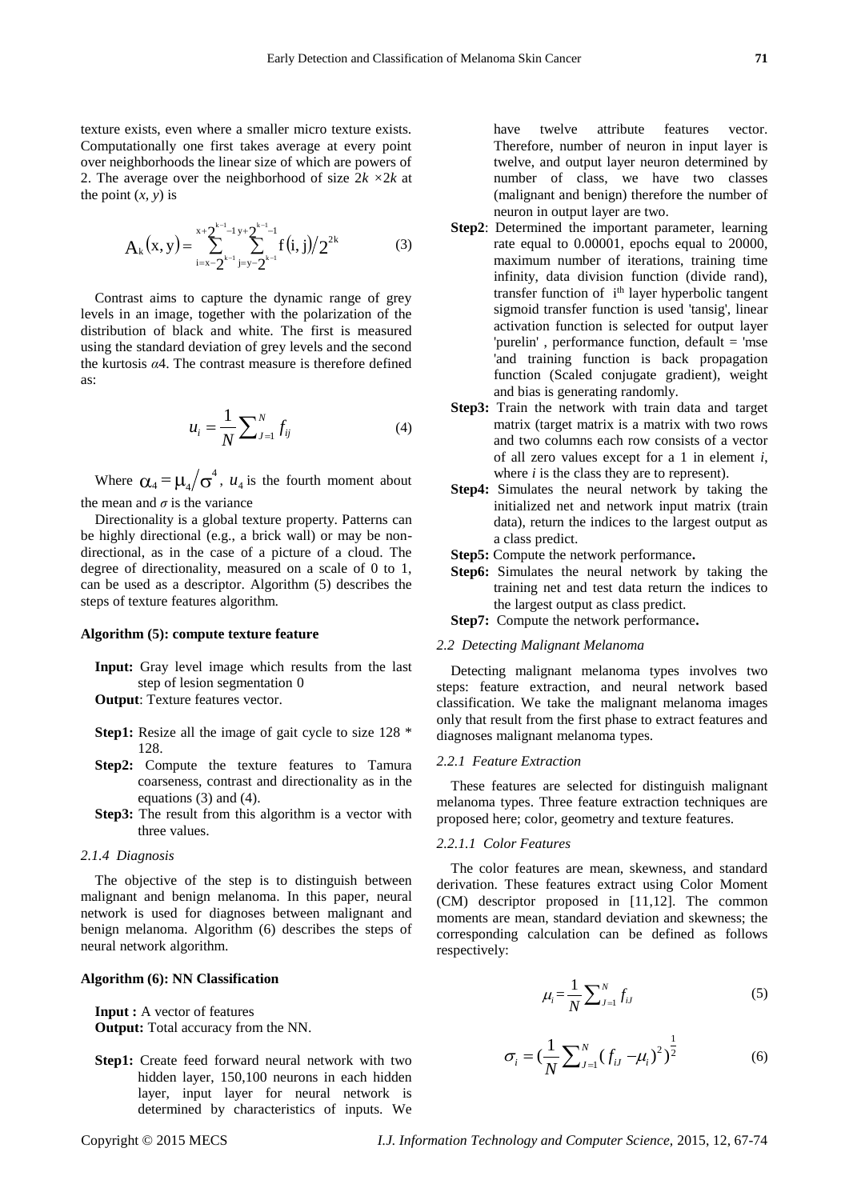texture exists, even where a smaller micro texture exists. Computationally one first takes average at every point over neighborhoods the linear size of which are powers of 2. The average over the neighborhood of size $2k \times 2k$ at the point $(x, y)$ is

$$A_k(x,y) = \sum_{i=x-2^{k-1}}^{x+2^{k-1}-1} \sum_{j=y-2^{k-1}}^{y+2^{k-1}-1} f(i,j)/2^{2k} \quad (3)$$

Contrast aims to capture the dynamic range of grey levels in an image, together with the polarization of the distribution of black and white. The first is measured using the standard deviation of grey levels and the second the kurtosis $\alpha 4$. The contrast measure is therefore defined as:

$$u_i = \frac{1}{N} \sum_{J=1}^{N} f_{ij} \quad (4)$$

Where $\alpha_4 = \mu_4 / \sigma^4$, $u_4$ is the fourth moment about the mean and $\sigma$ is the variance

Directionality is a global texture property. Patterns can be highly directional (e.g., a brick wall) or may be non-directional, as in the case of a picture of a cloud. The degree of directionality, measured on a scale of 0 to 1, can be used as a descriptor. Algorithm (5) describes the steps of texture features algorithm.

**Algorithm (5): compute texture feature**

**Input:** Gray level image which results from the last step of lesion segmentation 0

**Output**: Texture features vector.

**Step1:** Resize all the image of gait cycle to size 128 * 128.

**Step2:** Compute the texture features to Tamura coarseness, contrast and directionality as in the equations (3) and (4).

**Step3:** The result from this algorithm is a vector with three values.

#### *2.1.4 Diagnosis*

The objective of the step is to distinguish between malignant and benign melanoma. In this paper, neural network is used for diagnoses between malignant and benign melanoma. Algorithm (6) describes the steps of neural network algorithm.

**Algorithm (6): NN Classification**

**Input :** A vector of features

**Output:** Total accuracy from the NN.

**Step1:** Create feed forward neural network with two hidden layer, 150,100 neurons in each hidden layer, input layer for neural network is determined by characteristics of inputs. We have twelve attribute features vector. Therefore, number of neuron in input layer is twelve, and output layer neuron determined by number of class, we have two classes (malignant and benign) therefore the number of neuron in output layer are two.

**Step2**: Determined the important parameter, learning rate equal to 0.00001, epochs equal to 20000, maximum number of iterations, training time infinity, data division function (divide rand), transfer function of i[th] layer hyperbolic tangent sigmoid transfer function is used 'tansig', linear activation function is selected for output layer 'purelin' , performance function, default = 'mse 'and training function is back propagation function (Scaled conjugate gradient), weight and bias is generating randomly.

**Step3:** Train the network with train data and target matrix (target matrix is a matrix with two rows and two columns each row consists of a vector of all zero values except for a 1 in element *i*, where *i* is the class they are to represent).

**Step4:** Simulates the neural network by taking the initialized net and network input matrix (train data), return the indices to the largest output as a class predict.

**Step5:** Compute the network performance**.**

**Step6:** Simulates the neural network by taking the training net and test data return the indices to the largest output as class predict.

**Step7:** Compute the network performance**.**

### *2.2 Detecting Malignant Melanoma*

Detecting malignant melanoma types involves two steps: feature extraction, and neural network based classification. We take the malignant melanoma images only that result from the first phase to extract features and diagnoses malignant melanoma types.

#### *2.2.1 Feature Extraction*

These features are selected for distinguish malignant melanoma types. Three feature extraction techniques are proposed here; color, geometry and texture features.

#### *2.2.1.1 Color Features*

The color features are mean, skewness, and standard derivation. These features extract using Color Moment (CM) descriptor proposed in [11,12]. The common moments are mean, standard deviation and skewness; the corresponding calculation can be defined as follows respectively:

$$\mu_i = \frac{1}{N} \sum_{J=1}^{N} f_{iJ} \quad (5)$$

$$\sigma_i = \left(\frac{1}{N} \sum_{J=1}^{N} (f_{iJ} - \mu_i)^2\right)^{\frac{1}{2}} \quad (6)$$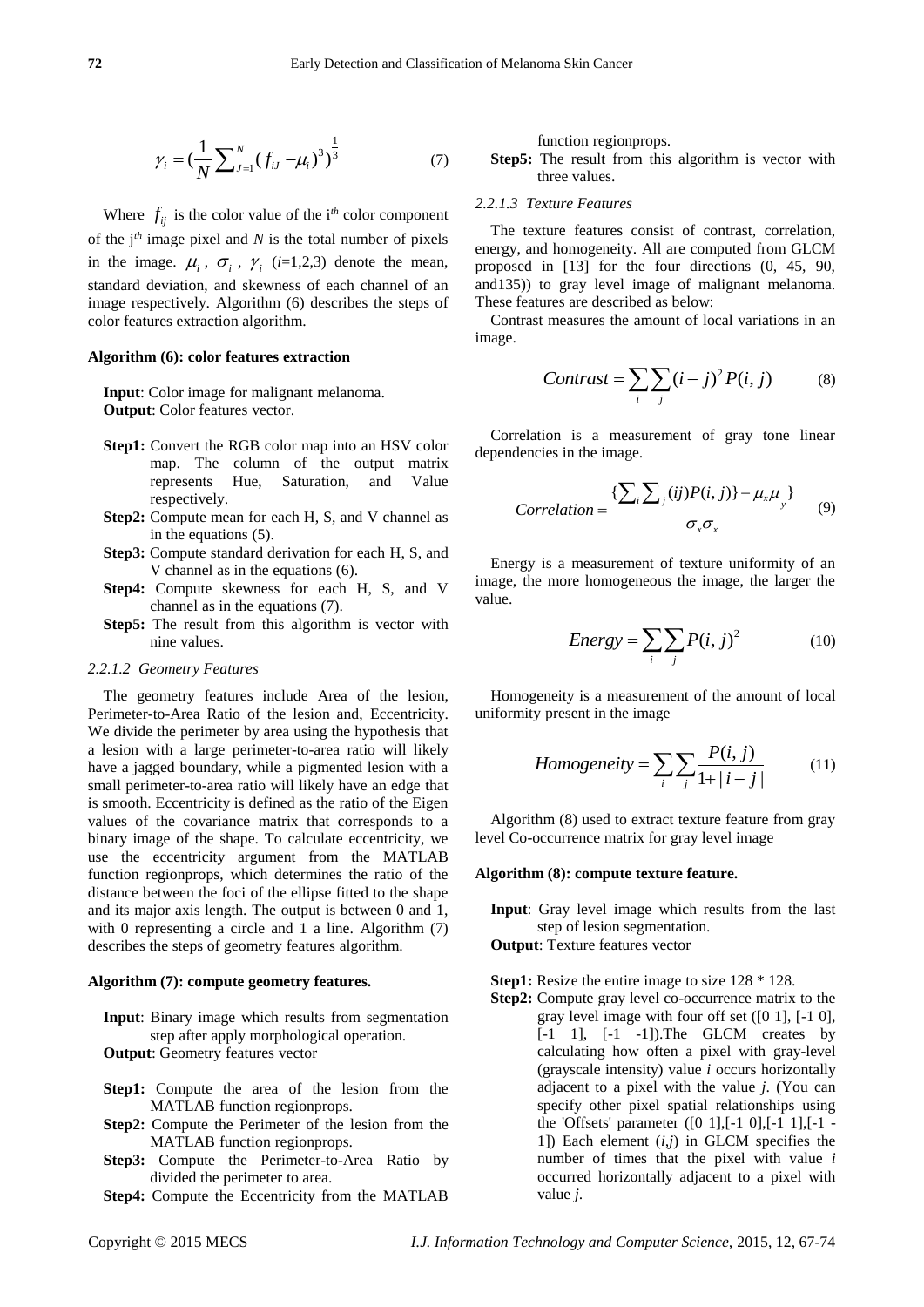$$\gamma_i = (\frac{1}{N}\sum_{J=1}^{N}(f_{iJ} - \mu_i)^3)^{\frac{1}{3}} \quad (7)$$

Where $f_{ij}$ is the color value of the i$^{th}$ color component of the j$^{th}$ image pixel and $N$ is the total number of pixels in the image. $\mu_i$, $\sigma_i$, $\gamma_i$ ($i$=1,2,3) denote the mean, standard deviation, and skewness of each channel of an image respectively. Algorithm (6) describes the steps of color features extraction algorithm.

**Algorithm (6): color features extraction**

**Input**: Color image for malignant melanoma.
**Output**: Color features vector.

- **Step1:** Convert the RGB color map into an HSV color map. The column of the output matrix represents Hue, Saturation, and Value respectively.
- **Step2:** Compute mean for each H, S, and V channel as in the equations (5).
- **Step3:** Compute standard derivation for each H, S, and V channel as in the equations (6).
- **Step4:** Compute skewness for each H, S, and V channel as in the equations (7).
- **Step5:** The result from this algorithm is vector with nine values.

#### *2.2.1.2 Geometry Features*

The geometry features include Area of the lesion, Perimeter-to-Area Ratio of the lesion and, Eccentricity. We divide the perimeter by area using the hypothesis that a lesion with a large perimeter-to-area ratio will likely have a jagged boundary, while a pigmented lesion with a small perimeter-to-area ratio will likely have an edge that is smooth. Eccentricity is defined as the ratio of the Eigen values of the covariance matrix that corresponds to a binary image of the shape. To calculate eccentricity, we use the eccentricity argument from the MATLAB function regionprops, which determines the ratio of the distance between the foci of the ellipse fitted to the shape and its major axis length. The output is between 0 and 1, with 0 representing a circle and 1 a line. Algorithm (7) describes the steps of geometry features algorithm.

**Algorithm (7): compute geometry features.**

**Input**: Binary image which results from segmentation step after apply morphological operation.
**Output**: Geometry features vector

- **Step1:** Compute the area of the lesion from the MATLAB function regionprops.
- **Step2:** Compute the Perimeter of the lesion from the MATLAB function regionprops.
- **Step3:** Compute the Perimeter-to-Area Ratio by divided the perimeter to area.
- **Step4:** Compute the Eccentricity from the MATLAB function regionprops.
- **Step5:** The result from this algorithm is vector with three values.

#### *2.2.1.3 Texture Features*

The texture features consist of contrast, correlation, energy, and homogeneity. All are computed from GLCM proposed in [13] for the four directions (0, 45, 90, and135)) to gray level image of malignant melanoma. These features are described as below:

Contrast measures the amount of local variations in an image.

$$Contrast = \sum_i \sum_j (i-j)^2 P(i,j) \quad (8)$$

Correlation is a measurement of gray tone linear dependencies in the image.

$$Correlation = \frac{\{\sum_i \sum_j (ij)P(i,j)\} - \mu_x \mu_y\}}{\sigma_x \sigma_x} \quad (9)$$

Energy is a measurement of texture uniformity of an image, the more homogeneous the image, the larger the value.

$$Energy = \sum_i \sum_j P(i,j)^2 \quad (10)$$

Homogeneity is a measurement of the amount of local uniformity present in the image

$$Homogeneity = \sum_i \sum_j \frac{P(i,j)}{1+|i-j|} \quad (11)$$

Algorithm (8) used to extract texture feature from gray level Co-occurrence matrix for gray level image

**Algorithm (8): compute texture feature.**

**Input**: Gray level image which results from the last step of lesion segmentation.
**Output**: Texture features vector

- **Step1:** Resize the entire image to size 128 * 128.
- **Step2:** Compute gray level co-occurrence matrix to the gray level image with four off set ([0 1], [-1 0], [-1 1], [-1 -1]).The GLCM creates by calculating how often a pixel with gray-level (grayscale intensity) value *i* occurs horizontally adjacent to a pixel with the value *j*. (You can specify other pixel spatial relationships using the 'Offsets' parameter ([0 1],[-1 0],[-1 1],[-1 -1]) Each element (*i*,*j*) in GLCM specifies the number of times that the pixel with value *i* occurred horizontally adjacent to a pixel with value *j*.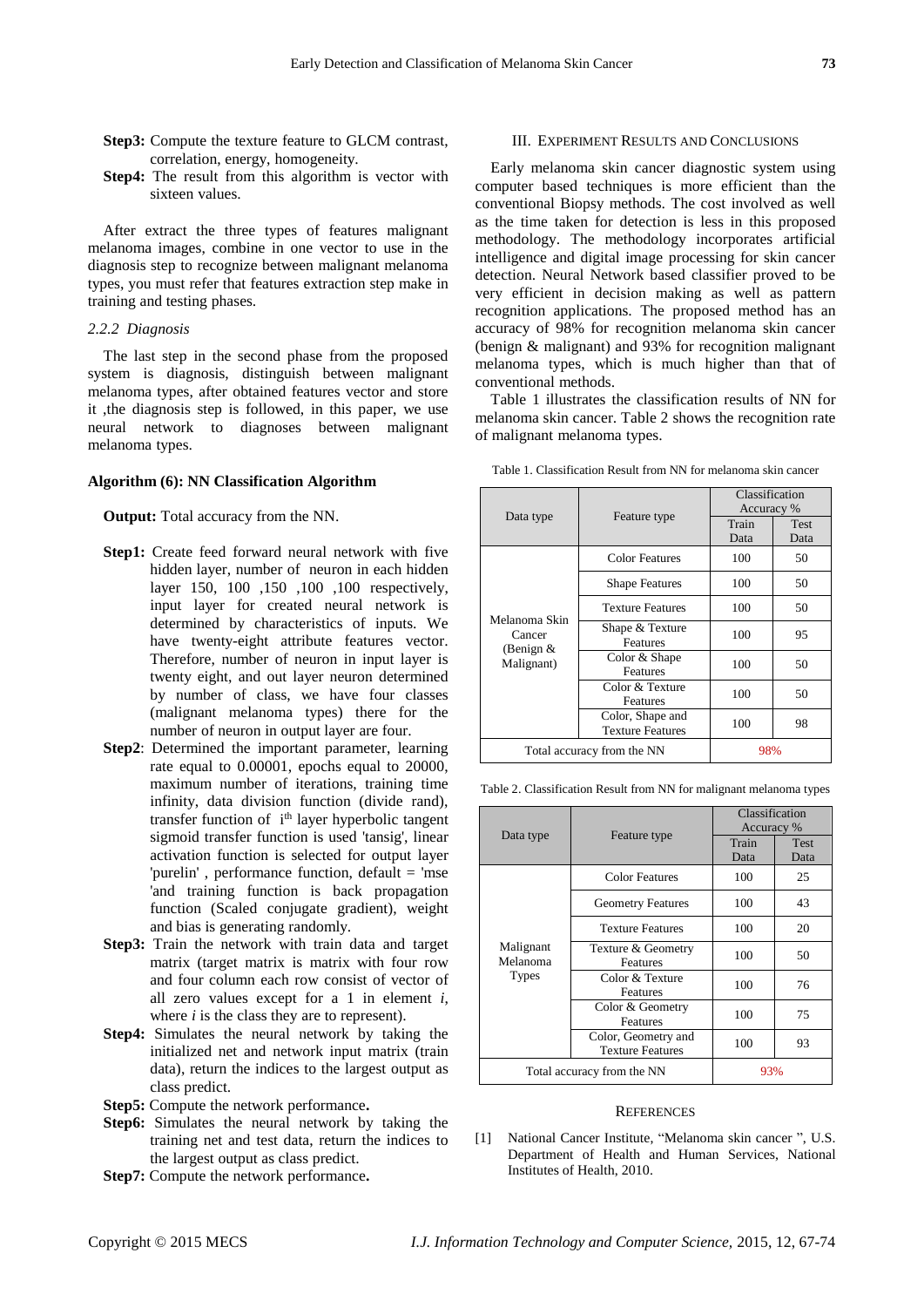**Step3:** Compute the texture feature to GLCM contrast, correlation, energy, homogeneity.

**Step4:** The result from this algorithm is vector with sixteen values.

After extract the three types of features malignant melanoma images, combine in one vector to use in the diagnosis step to recognize between malignant melanoma types, you must refer that features extraction step make in training and testing phases.

*2.2.2 Diagnosis*

The last step in the second phase from the proposed system is diagnosis, distinguish between malignant melanoma types, after obtained features vector and store it ,the diagnosis step is followed, in this paper, we use neural network to diagnoses between malignant melanoma types.

**Algorithm (6): NN Classification Algorithm**

**Output:** Total accuracy from the NN.

**Step1:** Create feed forward neural network with five hidden layer, number of neuron in each hidden layer 150, 100 ,150 ,100 ,100 respectively, input layer for created neural network is determined by characteristics of inputs. We have twenty-eight attribute features vector. Therefore, number of neuron in input layer is twenty eight, and out layer neuron determined by number of class, we have four classes (malignant melanoma types) there for the number of neuron in output layer are four.

**Step2**: Determined the important parameter, learning rate equal to 0.00001, epochs equal to 20000, maximum number of iterations, training time infinity, data division function (divide rand), transfer function of $i^{th}$ layer hyperbolic tangent sigmoid transfer function is used 'tansig', linear activation function is selected for output layer 'purelin' , performance function, default = 'mse 'and training function is back propagation function (Scaled conjugate gradient), weight and bias is generating randomly.

**Step3:** Train the network with train data and target matrix (target matrix is matrix with four row and four column each row consist of vector of all zero values except for a 1 in element *i*, where *i* is the class they are to represent).

**Step4:** Simulates the neural network by taking the initialized net and network input matrix (train data), return the indices to the largest output as class predict.

**Step5:** Compute the network performance**.**

**Step6:** Simulates the neural network by taking the training net and test data, return the indices to the largest output as class predict.

**Step7:** Compute the network performance**.**

## III. Experiment Results and Conclusions

Early melanoma skin cancer diagnostic system using computer based techniques is more efficient than the conventional Biopsy methods. The cost involved as well as the time taken for detection is less in this proposed methodology. The methodology incorporates artificial intelligence and digital image processing for skin cancer detection. Neural Network based classifier proved to be very efficient in decision making as well as pattern recognition applications. The proposed method has an accuracy of 98% for recognition melanoma skin cancer (benign & malignant) and 93% for recognition malignant melanoma types, which is much higher than that of conventional methods.

Table 1 illustrates the classification results of NN for melanoma skin cancer. Table 2 shows the recognition rate of malignant melanoma types.

Table 1. Classification Result from NN for melanoma skin cancer

| Data type | Feature type | Classification Accuracy % | |
|---|---|---|---|
| | | Train Data | Test Data |
| Melanoma Skin Cancer (Benign & Malignant) | Color Features | 100 | 50 |
| | Shape Features | 100 | 50 |
| | Texture Features | 100 | 50 |
| | Shape & Texture Features | 100 | 95 |
| | Color & Shape Features | 100 | 50 |
| | Color & Texture Features | 100 | 50 |
| | Color, Shape and Texture Features | 100 | 98 |
| Total accuracy from the NN | | 98% | |

Table 2. Classification Result from NN for malignant melanoma types

| Data type | Feature type | Classification Accuracy % | |
|---|---|---|---|
| | | Train Data | Test Data |
| Malignant Melanoma Types | Color Features | 100 | 25 |
| | Geometry Features | 100 | 43 |
| | Texture Features | 100 | 20 |
| | Texture & Geometry Features | 100 | 50 |
| | Color & Texture Features | 100 | 76 |
| | Color & Geometry Features | 100 | 75 |
| | Color, Geometry and Texture Features | 100 | 93 |
| Total accuracy from the NN | | 93% | |

## References

[1] National Cancer Institute, “Melanoma skin cancer ”, U.S. Department of Health and Human Services, National Institutes of Health, 2010.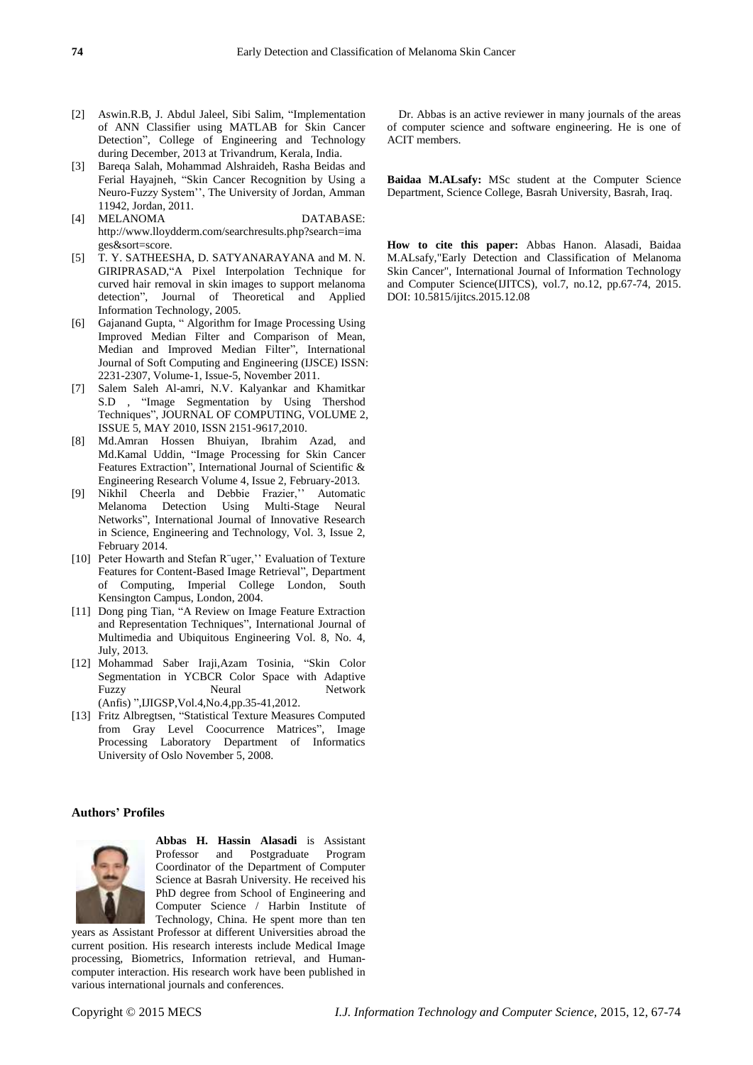[2] Aswin.R.B, J. Abdul Jaleel, Sibi Salim, "Implementation of ANN Classifier using MATLAB for Skin Cancer Detection", College of Engineering and Technology during December, 2013 at Trivandrum, Kerala, India.

[3] Bareqa Salah, Mohammad Alshraideh, Rasha Beidas and Ferial Hayajneh, "Skin Cancer Recognition by Using a Neuro-Fuzzy System'', The University of Jordan, Amman 11942, Jordan, 2011.

[4] MELANOMA DATABASE: http://www.lloydderm.com/searchresults.php?search=images&sort=score.

[5] T. Y. SATHEESHA, D. SATYANARAYANA and M. N. GIRIPRASAD,"A Pixel Interpolation Technique for curved hair removal in skin images to support melanoma detection", Journal of Theoretical and Applied Information Technology, 2005.

[6] Gajanand Gupta, " Algorithm for Image Processing Using Improved Median Filter and Comparison of Mean, Median and Improved Median Filter", International Journal of Soft Computing and Engineering (IJSCE) ISSN: 2231-2307, Volume-1, Issue-5, November 2011.

[7] Salem Saleh Al-amri, N.V. Kalyankar and Khamitkar S.D , "Image Segmentation by Using Thershod Techniques", JOURNAL OF COMPUTING, VOLUME 2, ISSUE 5, MAY 2010, ISSN 2151-9617,2010.

[8] Md.Amran Hossen Bhuiyan, Ibrahim Azad, and Md.Kamal Uddin, "Image Processing for Skin Cancer Features Extraction", International Journal of Scientific & Engineering Research Volume 4, Issue 2, February-2013.

[9] Nikhil Cheerla and Debbie Frazier,'' Automatic Melanoma Detection Using Multi-Stage Neural Networks", International Journal of Innovative Research in Science, Engineering and Technology, Vol. 3, Issue 2, February 2014.

[10] Peter Howarth and Stefan R¨uger,'' Evaluation of Texture Features for Content-Based Image Retrieval", Department of Computing, Imperial College London, South Kensington Campus, London, 2004.

[11] Dong ping Tian, "A Review on Image Feature Extraction and Representation Techniques", International Journal of Multimedia and Ubiquitous Engineering Vol. 8, No. 4, July, 2013.

[12] Mohammad Saber Iraji,Azam Tosinia, "Skin Color Segmentation in YCBCR Color Space with Adaptive Fuzzy Neural Network (Anfis) ",IJIGSP,Vol.4,No.4,pp.35-41,2012.

[13] Fritz Albregtsen, "Statistical Texture Measures Computed from Gray Level Coocurrence Matrices", Image Processing Laboratory Department of Informatics University of Oslo November 5, 2008.

### Authors' Profiles

**Abbas H. Hassin Alasadi** is Assistant Professor and Postgraduate Program Coordinator of the Department of Computer Science at Basrah University. He received his PhD degree from School of Engineering and Computer Science / Harbin Institute of Technology, China. He spent more than ten years as Assistant Professor at different Universities abroad the current position. His research interests include Medical Image processing, Biometrics, Information retrieval, and Human-computer interaction. His research work have been published in various international journals and conferences.

Dr. Abbas is an active reviewer in many journals of the areas of computer science and software engineering. He is one of ACIT members.

**Baidaa M.ALsafy:** MSc student at the Computer Science Department, Science College, Basrah University, Basrah, Iraq.

**How to cite this paper:** Abbas Hanon. Alasadi, Baidaa M.ALsafy,"Early Detection and Classification of Melanoma Skin Cancer", International Journal of Information Technology and Computer Science(IJITCS), vol.7, no.12, pp.67-74, 2015. DOI: 10.5815/ijitcs.2015.12.08